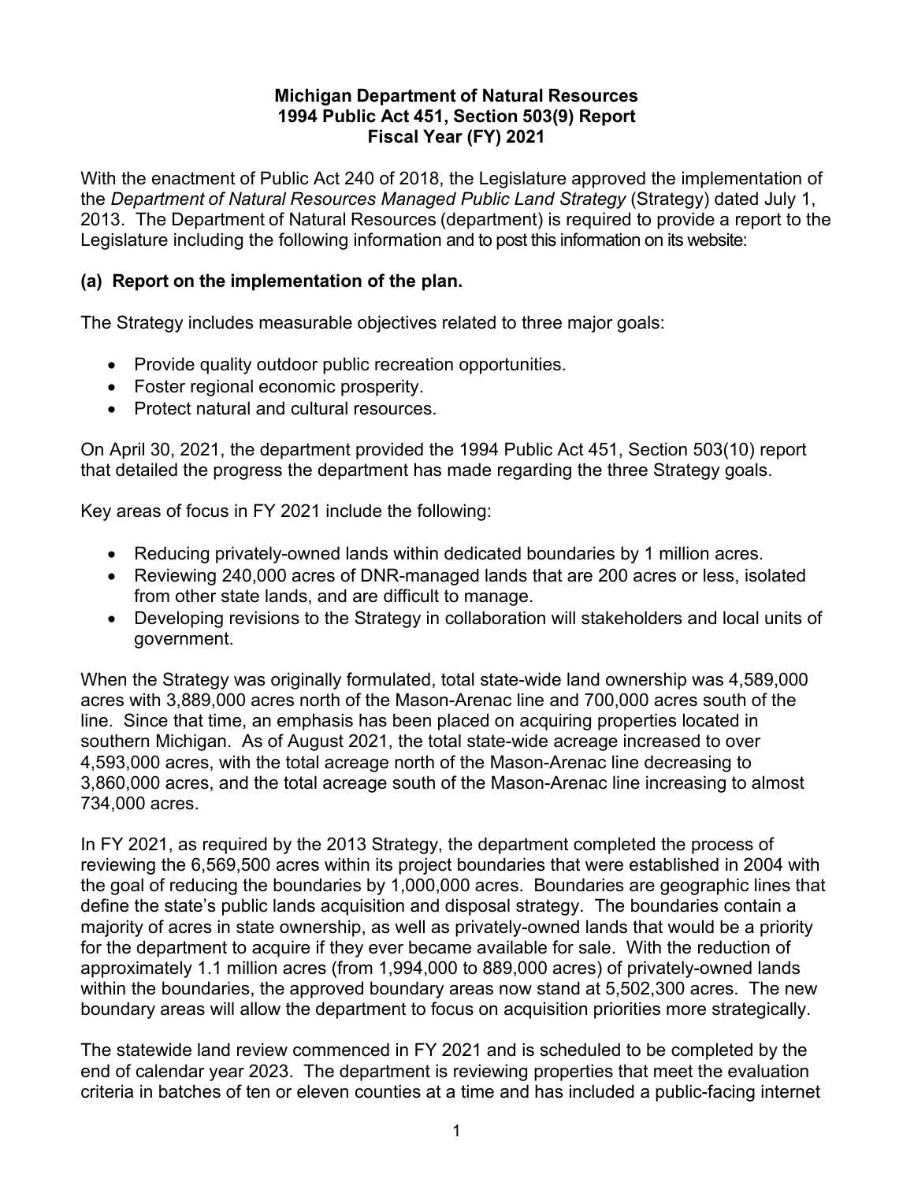**Michigan Department of Natural Resources**
**1994 Public Act 451, Section 503(9) Report**
**Fiscal Year (FY) 2021**

With the enactment of Public Act 240 of 2018, the Legislature approved the implementation of the *Department of Natural Resources Managed Public Land Strategy* (Strategy) dated July 1, 2013. The Department of Natural Resources (department) is required to provide a report to the Legislature including the following information and to post this information on its website:

## (a) Report on the implementation of the plan.

The Strategy includes measurable objectives related to three major goals:

- Provide quality outdoor public recreation opportunities.
- Foster regional economic prosperity.
- Protect natural and cultural resources.

On April 30, 2021, the department provided the 1994 Public Act 451, Section 503(10) report that detailed the progress the department has made regarding the three Strategy goals.

Key areas of focus in FY 2021 include the following:

- Reducing privately-owned lands within dedicated boundaries by 1 million acres.
- Reviewing 240,000 acres of DNR-managed lands that are 200 acres or less, isolated from other state lands, and are difficult to manage.
- Developing revisions to the Strategy in collaboration will stakeholders and local units of government.

When the Strategy was originally formulated, total state-wide land ownership was 4,589,000 acres with 3,889,000 acres north of the Mason-Arenac line and 700,000 acres south of the line. Since that time, an emphasis has been placed on acquiring properties located in southern Michigan. As of August 2021, the total state-wide acreage increased to over 4,593,000 acres, with the total acreage north of the Mason-Arenac line decreasing to 3,860,000 acres, and the total acreage south of the Mason-Arenac line increasing to almost 734,000 acres.

In FY 2021, as required by the 2013 Strategy, the department completed the process of reviewing the 6,569,500 acres within its project boundaries that were established in 2004 with the goal of reducing the boundaries by 1,000,000 acres. Boundaries are geographic lines that define the state's public lands acquisition and disposal strategy. The boundaries contain a majority of acres in state ownership, as well as privately-owned lands that would be a priority for the department to acquire if they ever became available for sale. With the reduction of approximately 1.1 million acres (from 1,994,000 to 889,000 acres) of privately-owned lands within the boundaries, the approved boundary areas now stand at 5,502,300 acres. The new boundary areas will allow the department to focus on acquisition priorities more strategically.

The statewide land review commenced in FY 2021 and is scheduled to be completed by the end of calendar year 2023. The department is reviewing properties that meet the evaluation criteria in batches of ten or eleven counties at a time and has included a public-facing internet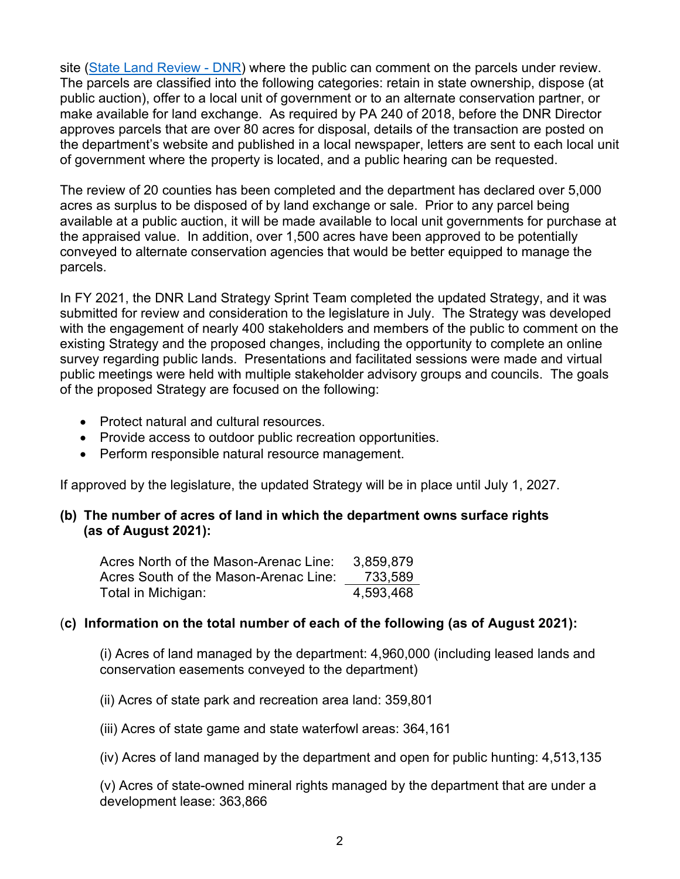site ([State Land Review - DNR](State Land Review - DNR)) where the public can comment on the parcels under review. The parcels are classified into the following categories: retain in state ownership, dispose (at public auction), offer to a local unit of government or to an alternate conservation partner, or make available for land exchange. As required by PA 240 of 2018, before the DNR Director approves parcels that are over 80 acres for disposal, details of the transaction are posted on the department's website and published in a local newspaper, letters are sent to each local unit of government where the property is located, and a public hearing can be requested.

The review of 20 counties has been completed and the department has declared over 5,000 acres as surplus to be disposed of by land exchange or sale. Prior to any parcel being available at a public auction, it will be made available to local unit governments for purchase at the appraised value. In addition, over 1,500 acres have been approved to be potentially conveyed to alternate conservation agencies that would be better equipped to manage the parcels.

In FY 2021, the DNR Land Strategy Sprint Team completed the updated Strategy, and it was submitted for review and consideration to the legislature in July. The Strategy was developed with the engagement of nearly 400 stakeholders and members of the public to comment on the existing Strategy and the proposed changes, including the opportunity to complete an online survey regarding public lands. Presentations and facilitated sessions were made and virtual public meetings were held with multiple stakeholder advisory groups and councils. The goals of the proposed Strategy are focused on the following:

- Protect natural and cultural resources.
- Provide access to outdoor public recreation opportunities.
- Perform responsible natural resource management.

If approved by the legislature, the updated Strategy will be in place until July 1, 2027.

**(b) The number of acres of land in which the department owns surface rights (as of August 2021):**

| | |
|---|---|
| Acres North of the Mason-Arenac Line: | 3,859,879 |
| Acres South of the Mason-Arenac Line: | 733,589 |
| Total in Michigan: | 4,593,468 |

(**c) Information on the total number of each of the following (as of August 2021):**

(i) Acres of land managed by the department: 4,960,000 (including leased lands and conservation easements conveyed to the department)

(ii) Acres of state park and recreation area land: 359,801

(iii) Acres of state game and state waterfowl areas: 364,161

(iv) Acres of land managed by the department and open for public hunting: 4,513,135

(v) Acres of state-owned mineral rights managed by the department that are under a development lease: 363,866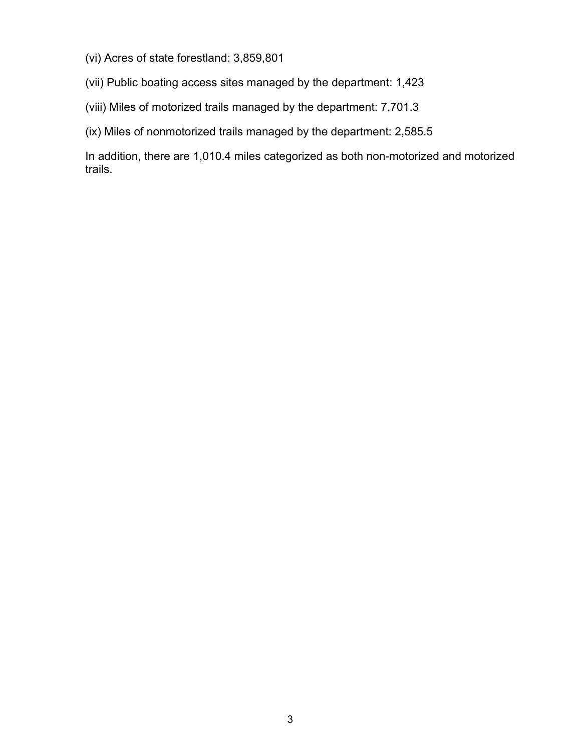(vi) Acres of state forestland: 3,859,801

(vii) Public boating access sites managed by the department: 1,423

(viii) Miles of motorized trails managed by the department: 7,701.3

(ix) Miles of nonmotorized trails managed by the department: 2,585.5

In addition, there are 1,010.4 miles categorized as both non-motorized and motorized trails.